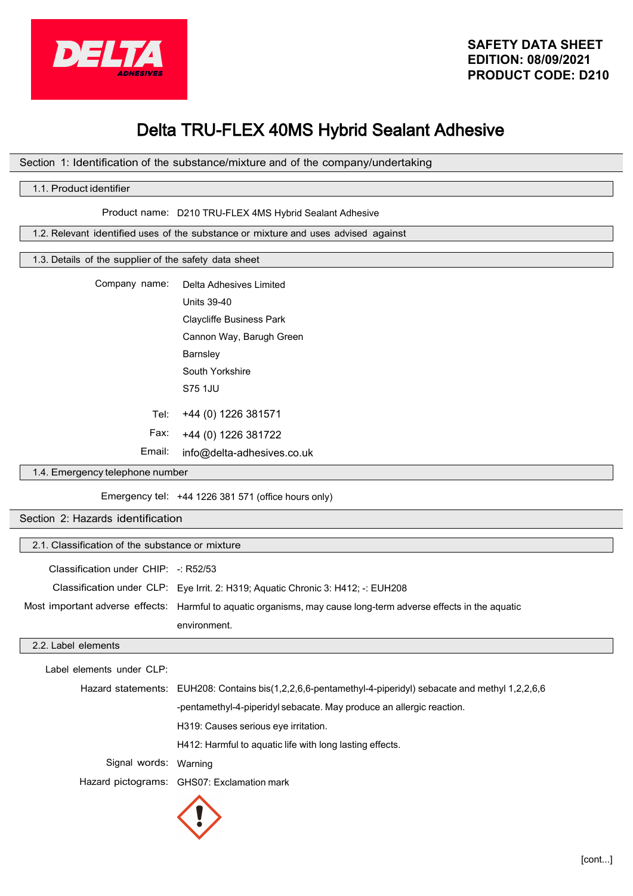**SAFETY DATA SHEET**
**EDITION: 08/09/2021**
**PRODUCT CODE: D210**

# Delta TRU-FLEX 40MS Hybrid Sealant Adhesive

## Section 1: Identification of the substance/mixture and of the company/undertaking

### 1.1. Product identifier

Product name: D210 TRU-FLEX 4MS Hybrid Sealant Adhesive

### 1.2. Relevant identified uses of the substance or mixture and uses advised against

### 1.3. Details of the supplier of the safety data sheet

Company name: Delta Adhesives Limited
Units 39-40
Claycliffe Business Park
Cannon Way, Barugh Green
Barnsley
South Yorkshire
S75 1JU

Tel: +44 (0) 1226 381571

Fax: +44 (0) 1226 381722

Email: info@delta-adhesives.co.uk

### 1.4. Emergency telephone number

Emergency tel: +44 1226 381 571 (office hours only)

## Section 2: Hazards identification

### 2.1. Classification of the substance or mixture

Classification under CHIP: -: R52/53

Classification under CLP: Eye Irrit. 2: H319; Aquatic Chronic 3: H412; -: EUH208

Most important adverse effects: Harmful to aquatic organisms, may cause long-term adverse effects in the aquatic environment.

### 2.2. Label elements

Label elements under CLP:

Hazard statements: EUH208: Contains bis(1,2,2,6,6-pentamethyl-4-piperidyl) sebacate and methyl 1,2,2,6,6 -pentamethyl-4-piperidyl sebacate. May produce an allergic reaction.
H319: Causes serious eye irritation.
H412: Harmful to aquatic life with long lasting effects.

Signal words: Warning

Hazard pictograms: GHS07: Exclamation mark

[cont...]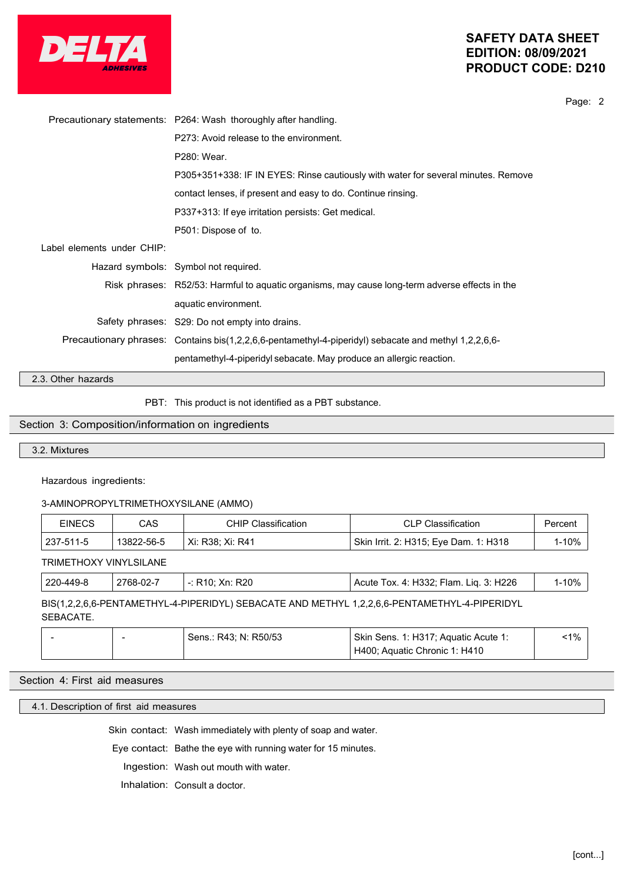Precautionary statements: P264: Wash thoroughly after handling.

P273: Avoid release to the environment.

P280: Wear.

P305+351+338: IF IN EYES: Rinse cautiously with water for several minutes. Remove contact lenses, if present and easy to do. Continue rinsing.

P337+313: If eye irritation persists: Get medical.

P501: Dispose of to.

Label elements under CHIP:

Hazard symbols: Symbol not required.

Risk phrases: R52/53: Harmful to aquatic organisms, may cause long-term adverse effects in the aquatic environment.

Safety phrases: S29: Do not empty into drains.

Precautionary phrases: Contains bis(1,2,2,6,6-pentamethyl-4-piperidyl) sebacate and methyl 1,2,2,6,6-pentamethyl-4-piperidyl sebacate. May produce an allergic reaction.

### 2.3. Other hazards

PBT: This product is not identified as a PBT substance.

## Section 3: Composition/information on ingredients

### 3.2. Mixtures

Hazardous ingredients:

3-AMINOPROPYLTRIMETHOXYSILANE (AMMO)

| EINECS | CAS | CHIP Classification | CLP Classification | Percent |
|---|---|---|---|---|
| 237-511-5 | 13822-56-5 | Xi: R38; Xi: R41 | Skin Irrit. 2: H315; Eye Dam. 1: H318 | 1-10% |

TRIMETHOXY VINYLSILANE

| | | | | |
|---|---|---|---|---|
| 220-449-8 | 2768-02-7 | -: R10; Xn: R20 | Acute Tox. 4: H332; Flam. Liq. 3: H226 | 1-10% |

BIS(1,2,2,6,6-PENTAMETHYL-4-PIPERIDYL) SEBACATE AND METHYL 1,2,2,6,6-PENTAMETHYL-4-PIPERIDYL SEBACATE.

| | | | | |
|---|---|---|---|---|
| - | - | Sens.: R43; N: R50/53 | Skin Sens. 1: H317; Aquatic Acute 1: H400; Aquatic Chronic 1: H410 | <1% |

## Section 4: First aid measures

### 4.1. Description of first aid measures

Skin contact: Wash immediately with plenty of soap and water.

Eye contact: Bathe the eye with running water for 15 minutes.

Ingestion: Wash out mouth with water.

Inhalation: Consult a doctor.

[cont...]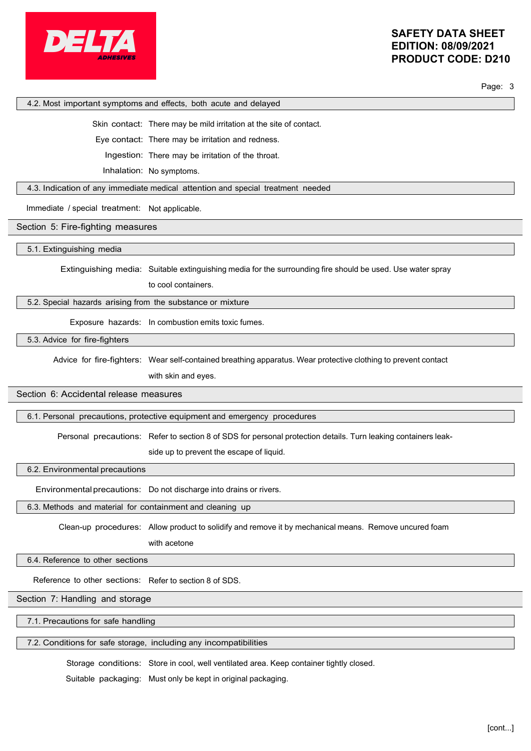### 4.2. Most important symptoms and effects, both acute and delayed

Skin contact: There may be mild irritation at the site of contact.

Eye contact: There may be irritation and redness.

Ingestion: There may be irritation of the throat.

Inhalation: No symptoms.

### 4.3. Indication of any immediate medical attention and special treatment needed

Immediate / special treatment: Not applicable.

## Section 5: Fire-fighting measures

### 5.1. Extinguishing media

Extinguishing media: Suitable extinguishing media for the surrounding fire should be used. Use water spray to cool containers.

### 5.2. Special hazards arising from the substance or mixture

Exposure hazards: In combustion emits toxic fumes.

### 5.3. Advice for fire-fighters

Advice for fire-fighters: Wear self-contained breathing apparatus. Wear protective clothing to prevent contact with skin and eyes.

## Section 6: Accidental release measures

### 6.1. Personal precautions, protective equipment and emergency procedures

Personal precautions: Refer to section 8 of SDS for personal protection details. Turn leaking containers leak-side up to prevent the escape of liquid.

### 6.2. Environmental precautions

Environmental precautions: Do not discharge into drains or rivers.

### 6.3. Methods and material for containment and cleaning up

Clean-up procedures: Allow product to solidify and remove it by mechanical means. Remove uncured foam with acetone

### 6.4. Reference to other sections

Reference to other sections: Refer to section 8 of SDS.

## Section 7: Handling and storage

### 7.1. Precautions for safe handling

### 7.2. Conditions for safe storage, including any incompatibilities

Storage conditions: Store in cool, well ventilated area. Keep container tightly closed.

Suitable packaging: Must only be kept in original packaging.

[cont...]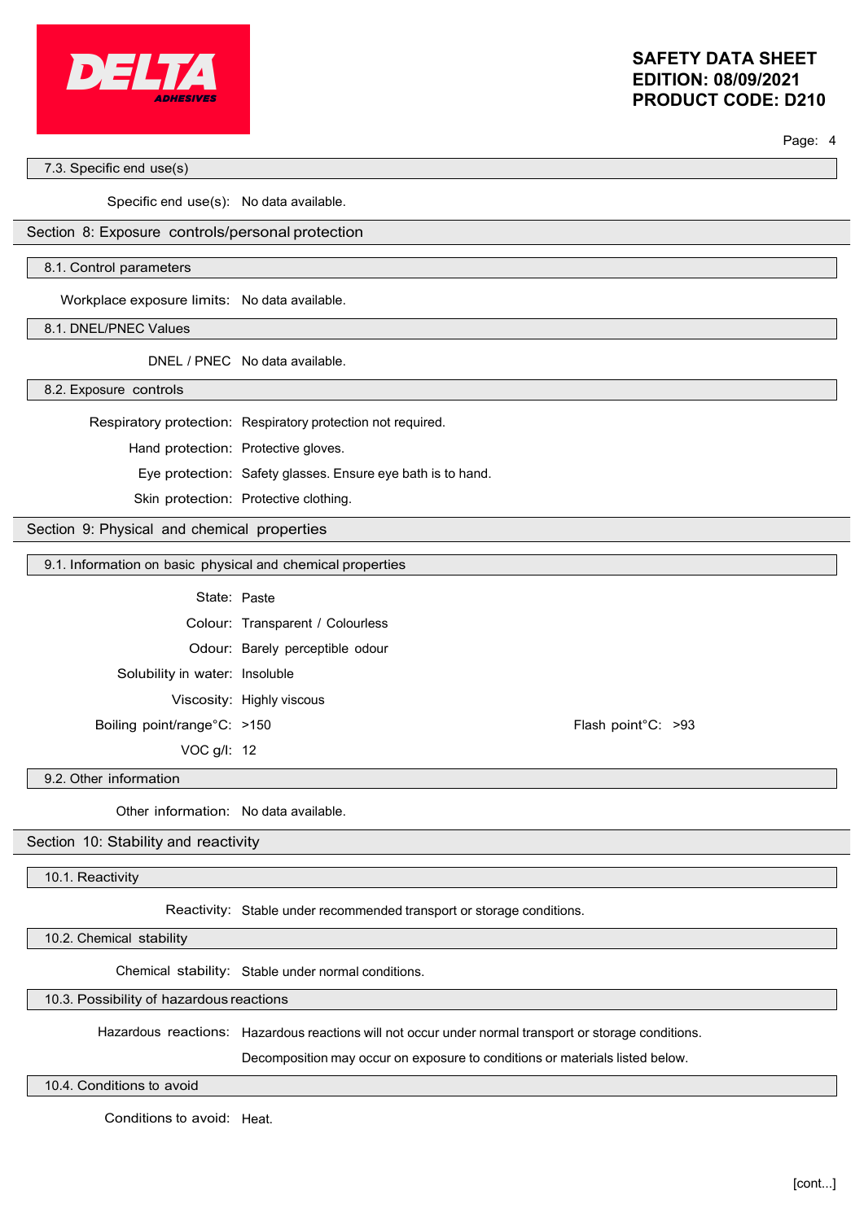### 7.3. Specific end use(s)

Specific end use(s): No data available.

## Section 8: Exposure controls/personal protection

### 8.1. Control parameters

Workplace exposure limits: No data available.

### 8.1. DNEL/PNEC Values

DNEL / PNEC No data available.

### 8.2. Exposure controls

Respiratory protection: Respiratory protection not required.

Hand protection: Protective gloves.

Eye protection: Safety glasses. Ensure eye bath is to hand.

Skin protection: Protective clothing.

## Section 9: Physical and chemical properties

### 9.1. Information on basic physical and chemical properties

State: Paste

Colour: Transparent / Colourless

Odour: Barely perceptible odour

Solubility in water: Insoluble

Viscosity: Highly viscous

Boiling point/range°C: >150

Flash point°C: >93

VOC g/l: 12

### 9.2. Other information

Other information: No data available.

## Section 10: Stability and reactivity

### 10.1. Reactivity

Reactivity: Stable under recommended transport or storage conditions.

### 10.2. Chemical stability

Chemical stability: Stable under normal conditions.

### 10.3. Possibility of hazardous reactions

Hazardous reactions: Hazardous reactions will not occur under normal transport or storage conditions.

Decomposition may occur on exposure to conditions or materials listed below.

### 10.4. Conditions to avoid

Conditions to avoid: Heat.

[cont...]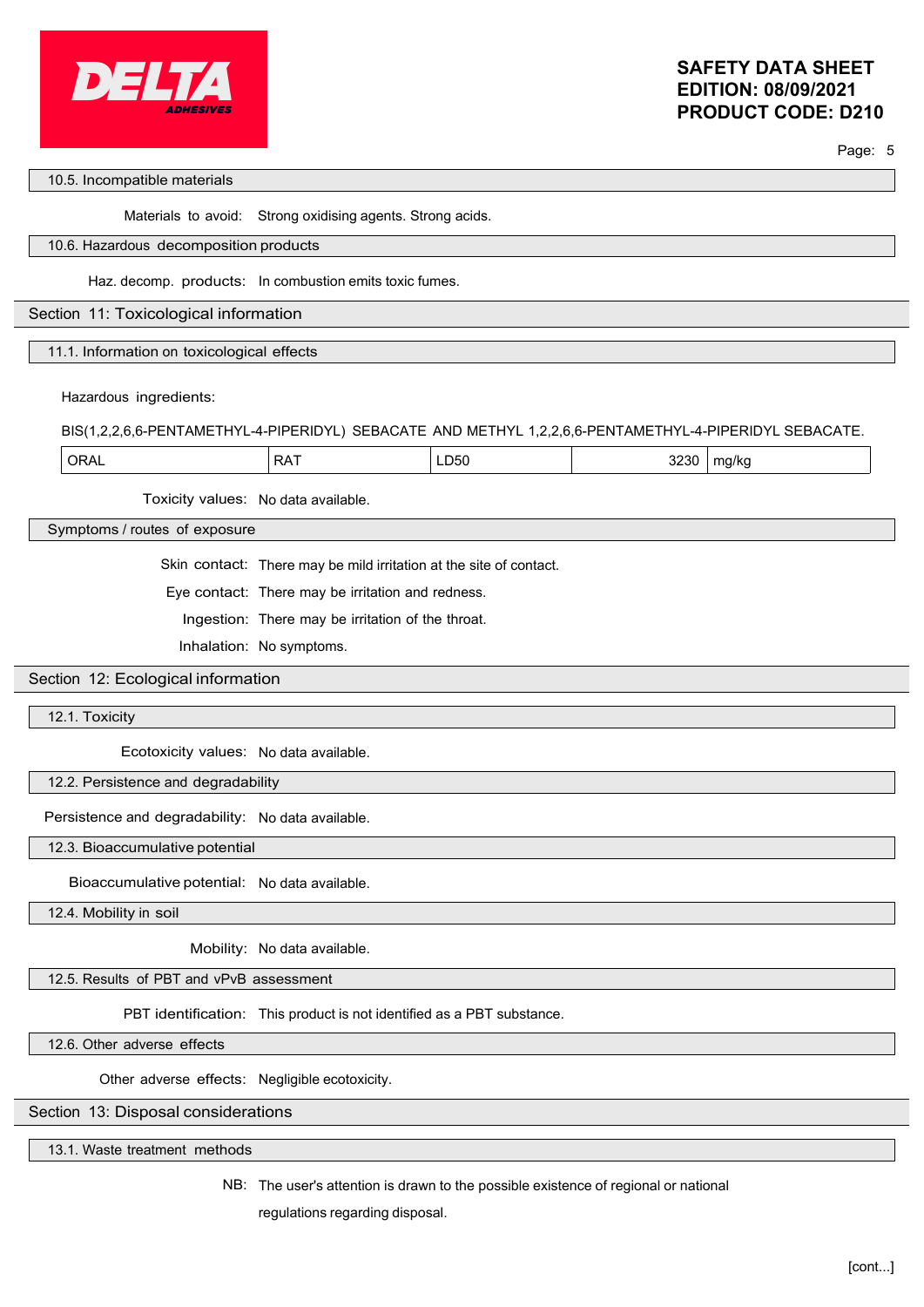### 10.5. Incompatible materials

Materials to avoid: Strong oxidising agents. Strong acids.

### 10.6. Hazardous decomposition products

Haz. decomp. products: In combustion emits toxic fumes.

## Section 11: Toxicological information

### 11.1. Information on toxicological effects

Hazardous ingredients:

BIS(1,2,2,6,6-PENTAMETHYL-4-PIPERIDYL) SEBACATE AND METHYL 1,2,2,6,6-PENTAMETHYL-4-PIPERIDYL SEBACATE.

| | | | | |
|---|---|---|---|---|
| ORAL | RAT | LD50 | 3230 | mg/kg |

Toxicity values: No data available.

### Symptoms / routes of exposure

Skin contact: There may be mild irritation at the site of contact.

Eye contact: There may be irritation and redness.

Ingestion: There may be irritation of the throat.

Inhalation: No symptoms.

## Section 12: Ecological information

### 12.1. Toxicity

Ecotoxicity values: No data available.

### 12.2. Persistence and degradability

Persistence and degradability: No data available.

### 12.3. Bioaccumulative potential

Bioaccumulative potential: No data available.

### 12.4. Mobility in soil

Mobility: No data available.

### 12.5. Results of PBT and vPvB assessment

PBT identification: This product is not identified as a PBT substance.

### 12.6. Other adverse effects

Other adverse effects: Negligible ecotoxicity.

## Section 13: Disposal considerations

### 13.1. Waste treatment methods

NB: The user's attention is drawn to the possible existence of regional or national regulations regarding disposal.

[cont...]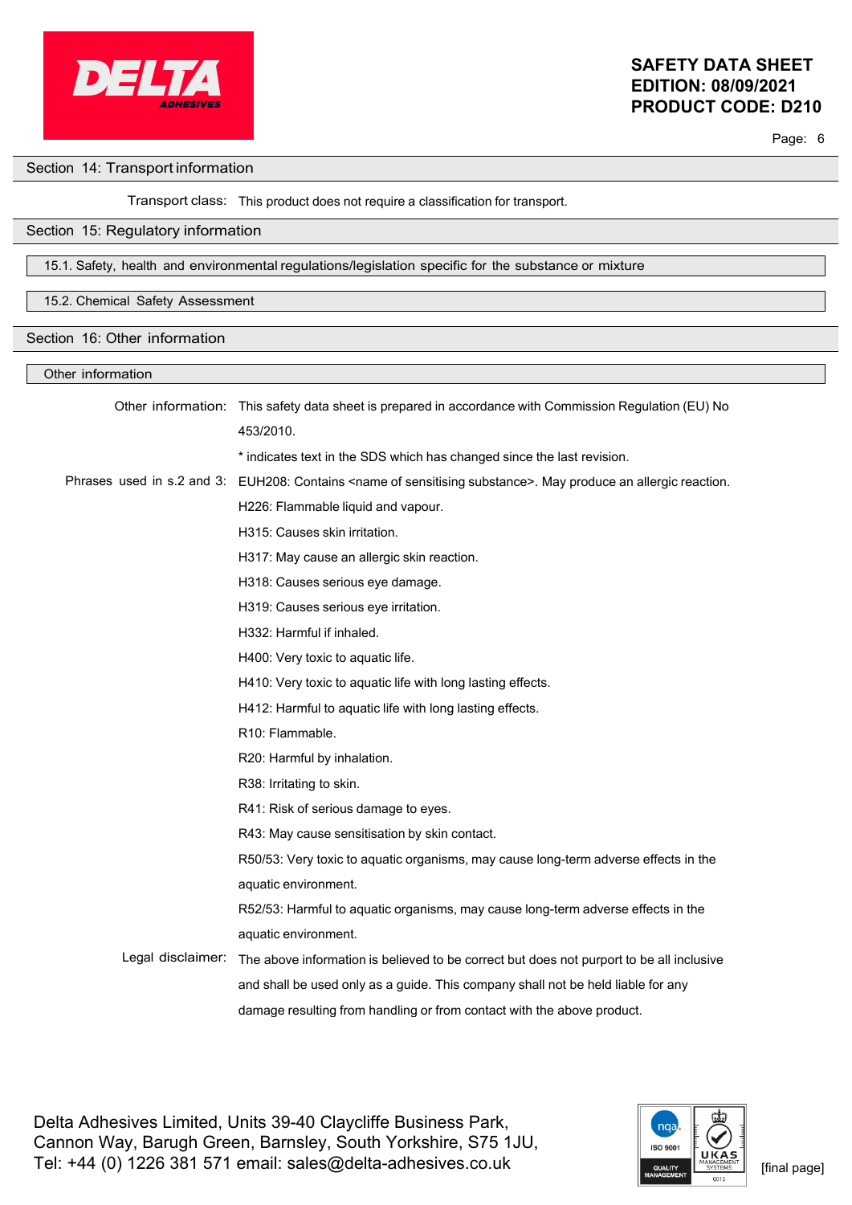## Section 14: Transport information

**Transport class:** This product does not require a classification for transport.

## Section 15: Regulatory information

### 15.1. Safety, health and environmental regulations/legislation specific for the substance or mixture

### 15.2. Chemical Safety Assessment

## Section 16: Other information

### Other information

**Other information:** This safety data sheet is prepared in accordance with Commission Regulation (EU) No 453/2010.

* indicates text in the SDS which has changed since the last revision.

**Phrases used in s.2 and 3:** EUH208: Contains <name of sensitising substance>. May produce an allergic reaction.

H226: Flammable liquid and vapour.

H315: Causes skin irritation.

H317: May cause an allergic skin reaction.

H318: Causes serious eye damage.

H319: Causes serious eye irritation.

H332: Harmful if inhaled.

H400: Very toxic to aquatic life.

H410: Very toxic to aquatic life with long lasting effects.

H412: Harmful to aquatic life with long lasting effects.

R10: Flammable.

R20: Harmful by inhalation.

R38: Irritating to skin.

R41: Risk of serious damage to eyes.

R43: May cause sensitisation by skin contact.

R50/53: Very toxic to aquatic organisms, may cause long-term adverse effects in the aquatic environment.

R52/53: Harmful to aquatic organisms, may cause long-term adverse effects in the aquatic environment.

**Legal disclaimer:** The above information is believed to be correct but does not purport to be all inclusive and shall be used only as a guide. This company shall not be held liable for any damage resulting from handling or from contact with the above product.

Delta Adhesives Limited, Units 39-40 Claycliffe Business Park, Cannon Way, Barugh Green, Barnsley, South Yorkshire, S75 1JU, Tel: +44 (0) 1226 381 571 email: sales@delta-adhesives.co.uk

[final page]